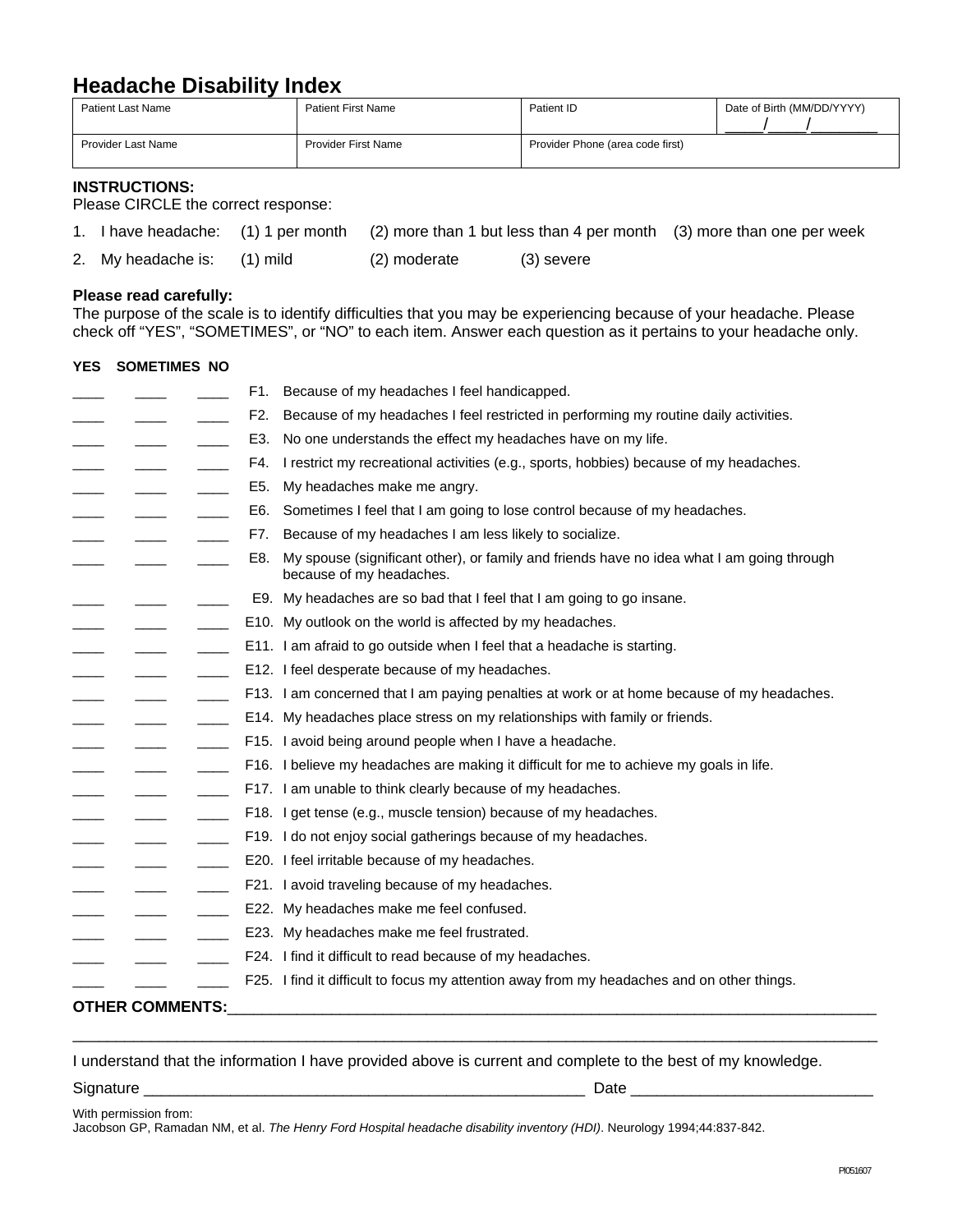# Headache Disability Index

| Patient Last Name | Patient First Name | Patient ID | Date of Birth (MM/DD/YYYY) ____/____/________ |
|---|---|---|---|
| Provider Last Name | Provider First Name | Provider Phone (area code first) | |

**INSTRUCTIONS:**
Please CIRCLE the correct response:

1. I have headache: (1) 1 per month (2) more than 1 but less than 4 per month (3) more than one per week
2. My headache is: (1) mild (2) moderate (3) severe

**Please read carefully:**
The purpose of the scale is to identify difficulties that you may be experiencing because of your headache. Please check off "YES", "SOMETIMES", or "NO" to each item. Answer each question as it pertains to your headache only.

| YES | SOMETIMES | NO | | |
|---|---|---|---|---|
| ____ | ____ | ____ | F1. | Because of my headaches I feel handicapped. |
| ____ | ____ | ____ | F2. | Because of my headaches I feel restricted in performing my routine daily activities. |
| ____ | ____ | ____ | E3. | No one understands the effect my headaches have on my life. |
| ____ | ____ | ____ | F4. | I restrict my recreational activities (e.g., sports, hobbies) because of my headaches. |
| ____ | ____ | ____ | E5. | My headaches make me angry. |
| ____ | ____ | ____ | E6. | Sometimes I feel that I am going to lose control because of my headaches. |
| ____ | ____ | ____ | F7. | Because of my headaches I am less likely to socialize. |
| ____ | ____ | ____ | E8. | My spouse (significant other), or family and friends have no idea what I am going through because of my headaches. |
| ____ | ____ | ____ | E9. | My headaches are so bad that I feel that I am going to go insane. |
| ____ | ____ | ____ | E10. | My outlook on the world is affected by my headaches. |
| ____ | ____ | ____ | E11. | I am afraid to go outside when I feel that a headache is starting. |
| ____ | ____ | ____ | E12. | I feel desperate because of my headaches. |
| ____ | ____ | ____ | F13. | I am concerned that I am paying penalties at work or at home because of my headaches. |
| ____ | ____ | ____ | E14. | My headaches place stress on my relationships with family or friends. |
| ____ | ____ | ____ | F15. | I avoid being around people when I have a headache. |
| ____ | ____ | ____ | F16. | I believe my headaches are making it difficult for me to achieve my goals in life. |
| ____ | ____ | ____ | F17. | I am unable to think clearly because of my headaches. |
| ____ | ____ | ____ | F18. | I get tense (e.g., muscle tension) because of my headaches. |
| ____ | ____ | ____ | F19. | I do not enjoy social gatherings because of my headaches. |
| ____ | ____ | ____ | E20. | I feel irritable because of my headaches. |
| ____ | ____ | ____ | F21. | I avoid traveling because of my headaches. |
| ____ | ____ | ____ | E22. | My headaches make me feel confused. |
| ____ | ____ | ____ | E23. | My headaches make me feel frustrated. |
| ____ | ____ | ____ | F24. | I find it difficult to read because of my headaches. |
| ____ | ____ | ____ | F25. | I find it difficult to focus my attention away from my headaches and on other things. |

**OTHER COMMENTS:**________________________________________________________________________________

____________________________________________________________________________________________

I understand that the information I have provided above is current and complete to the best of my knowledge.

Signature ______________________________________________________ Date ____________________________

With permission from:
Jacobson GP, Ramadan NM, et al. *The Henry Ford Hospital headache disability inventory (HDI)*. Neurology 1994;44:837-842.

PI051607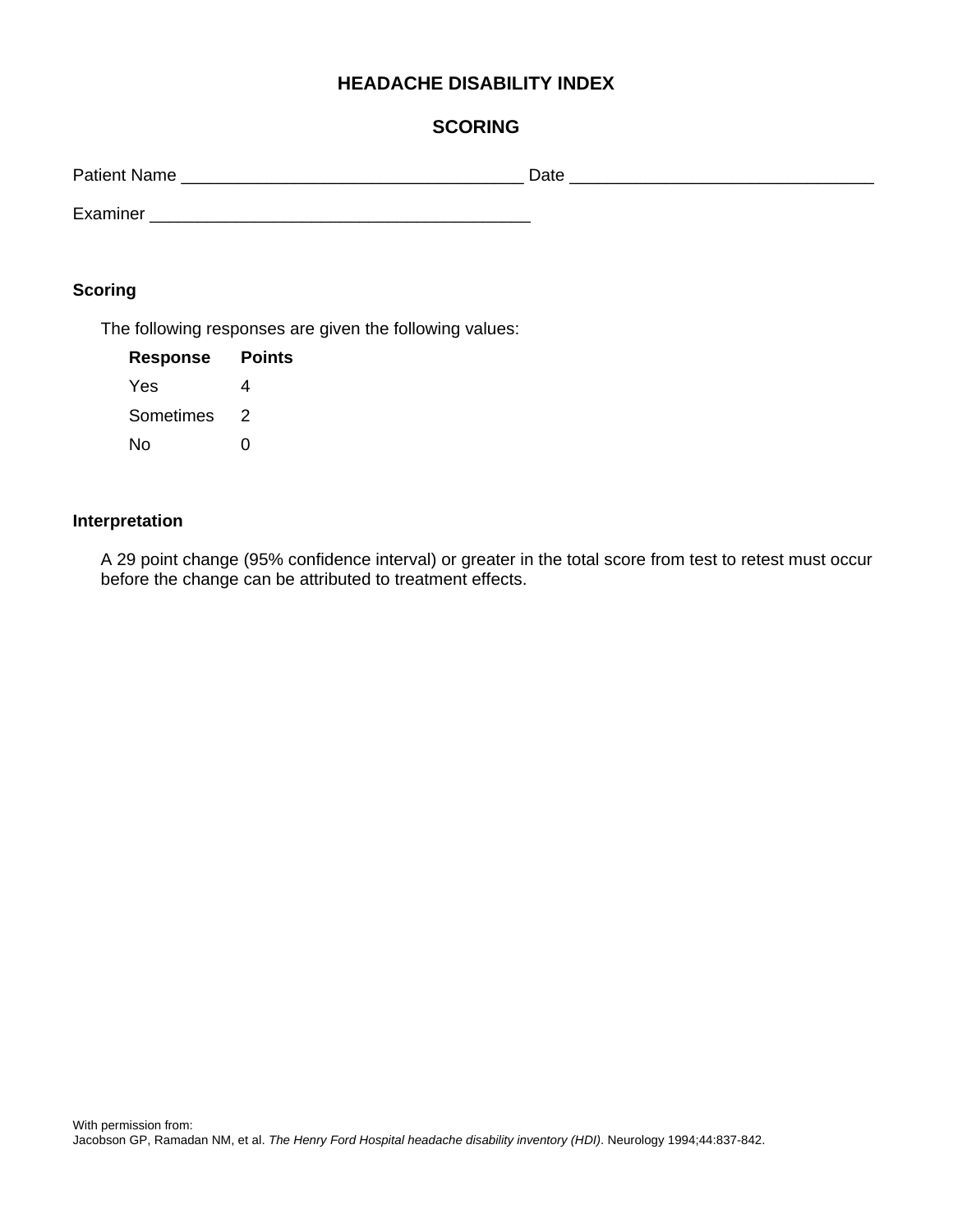# HEADACHE DISABILITY INDEX

## SCORING

Patient Name ___________________________________ Date _______________________________

Examiner _______________________________________

### Scoring

The following responses are given the following values:

| Response | Points |
|---|---|
| Yes | 4 |
| Sometimes | 2 |
| No | 0 |

### Interpretation

A 29 point change (95% confidence interval) or greater in the total score from test to retest must occur before the change can be attributed to treatment effects.

With permission from:
Jacobson GP, Ramadan NM, et al. *The Henry Ford Hospital headache disability inventory (HDI)*. Neurology 1994;44:837-842.